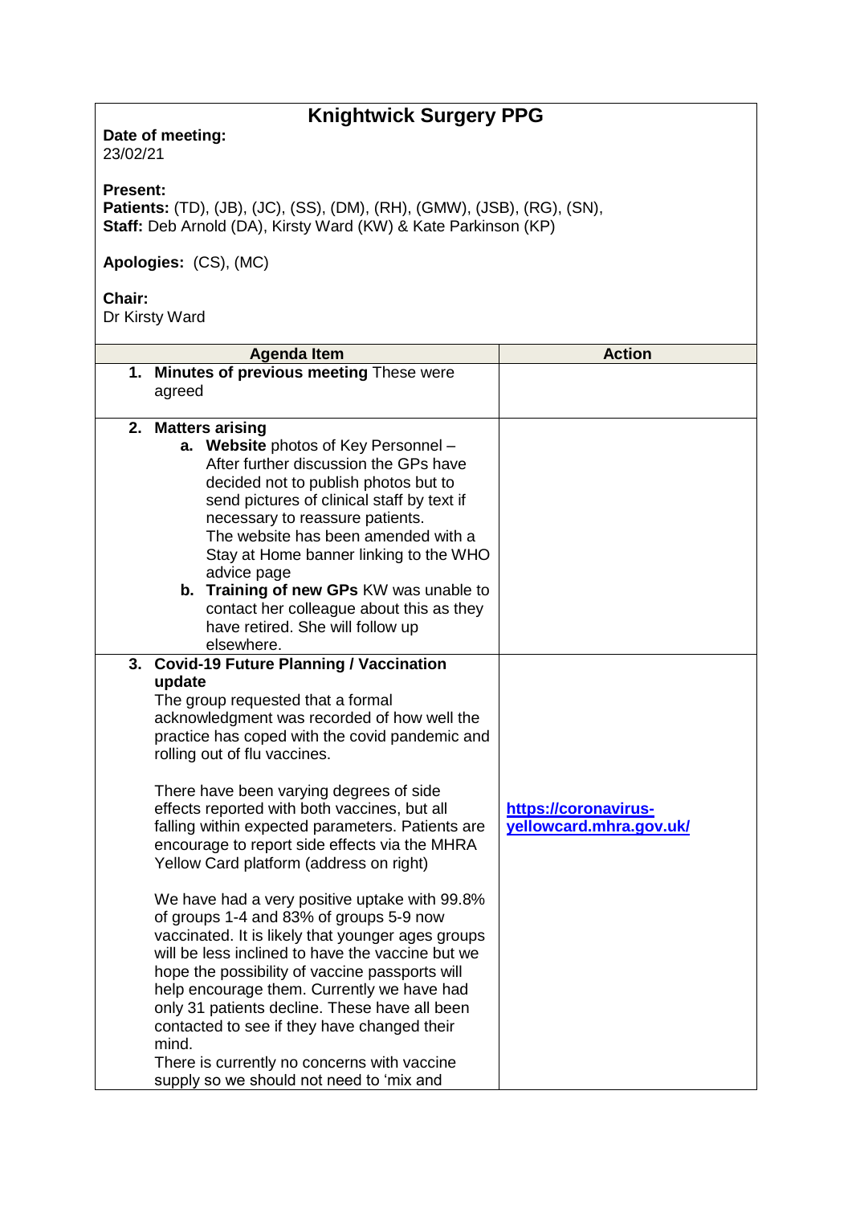# Knightwick Surgery PPG

**Date of meeting:**
23/02/21

**Present:**
**Patients:** (TD), (JB), (JC), (SS), (DM), (RH), (GMW), (JSB), (RG), (SN),
**Staff:** Deb Arnold (DA), Kirsty Ward (KW) & Kate Parkinson (KP)

**Apologies:** (CS), (MC)

**Chair:**
Dr Kirsty Ward

| Agenda Item | Action |
| --- | --- |
| 1. **Minutes of previous meeting** These were agreed | |
| 2. **Matters arising**<br>a. **Website** photos of Key Personnel – After further discussion the GPs have decided not to publish photos but to send pictures of clinical staff by text if necessary to reassure patients. The website has been amended with a Stay at Home banner linking to the WHO advice page<br>b. **Training of new GPs** KW was unable to contact her colleague about this as they have retired. She will follow up elsewhere. | |
| 3. **Covid-19 Future Planning / Vaccination update**<br>The group requested that a formal acknowledgment was recorded of how well the practice has coped with the covid pandemic and rolling out of flu vaccines.<br><br>There have been varying degrees of side effects reported with both vaccines, but all falling within expected parameters. Patients are encourage to report side effects via the MHRA Yellow Card platform (address on right)<br><br>We have had a very positive uptake with 99.8% of groups 1-4 and 83% of groups 5-9 now vaccinated. It is likely that younger ages groups will be less inclined to have the vaccine but we hope the possibility of vaccine passports will help encourage them. Currently we have had only 31 patients decline. These have all been contacted to see if they have changed their mind.<br>There is currently no concerns with vaccine supply so we should not need to 'mix and | **https://coronavirus-yellowcard.mhra.gov.uk/** |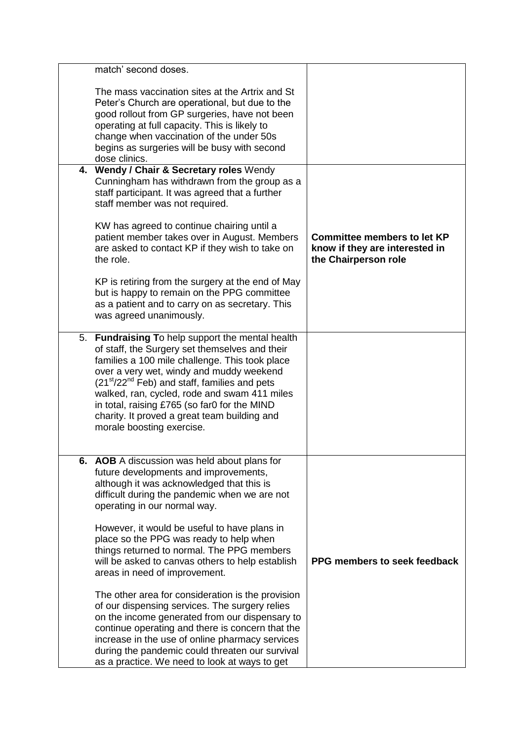| | |
|---|---|
| match' second doses.<br><br>The mass vaccination sites at the Artrix and St Peter's Church are operational, but due to the good rollout from GP surgeries, have not been operating at full capacity. This is likely to change when vaccination of the under 50s begins as surgeries will be busy with second dose clinics. | |
| **4. Wendy / Chair & Secretary roles** Wendy Cunningham has withdrawn from the group as a staff participant. It was agreed that a further staff member was not required.<br><br>KW has agreed to continue chairing until a patient member takes over in August. Members are asked to contact KP if they wish to take on the role.<br><br>KP is retiring from the surgery at the end of May but is happy to remain on the PPG committee as a patient and to carry on as secretary. This was agreed unanimously. | **Committee members to let KP know if they are interested in the Chairperson role** |
| 5. **Fundraising T**o help support the mental health of staff, the Surgery set themselves and their families a 100 mile challenge. This took place over a very wet, windy and muddy weekend (21st/22nd Feb) and staff, families and pets walked, ran, cycled, rode and swam 411 miles in total, raising £765 (so far0 for the MIND charity. It proved a great team building and morale boosting exercise. | |
| **6. AOB** A discussion was held about plans for future developments and improvements, although it was acknowledged that this is difficult during the pandemic when we are not operating in our normal way.<br><br>However, it would be useful to have plans in place so the PPG was ready to help when things returned to normal. The PPG members will be asked to canvas others to help establish areas in need of improvement.<br><br>The other area for consideration is the provision of our dispensing services. The surgery relies on the income generated from our dispensary to continue operating and there is concern that the increase in the use of online pharmacy services during the pandemic could threaten our survival as a practice. We need to look at ways to get | **PPG members to seek feedback** |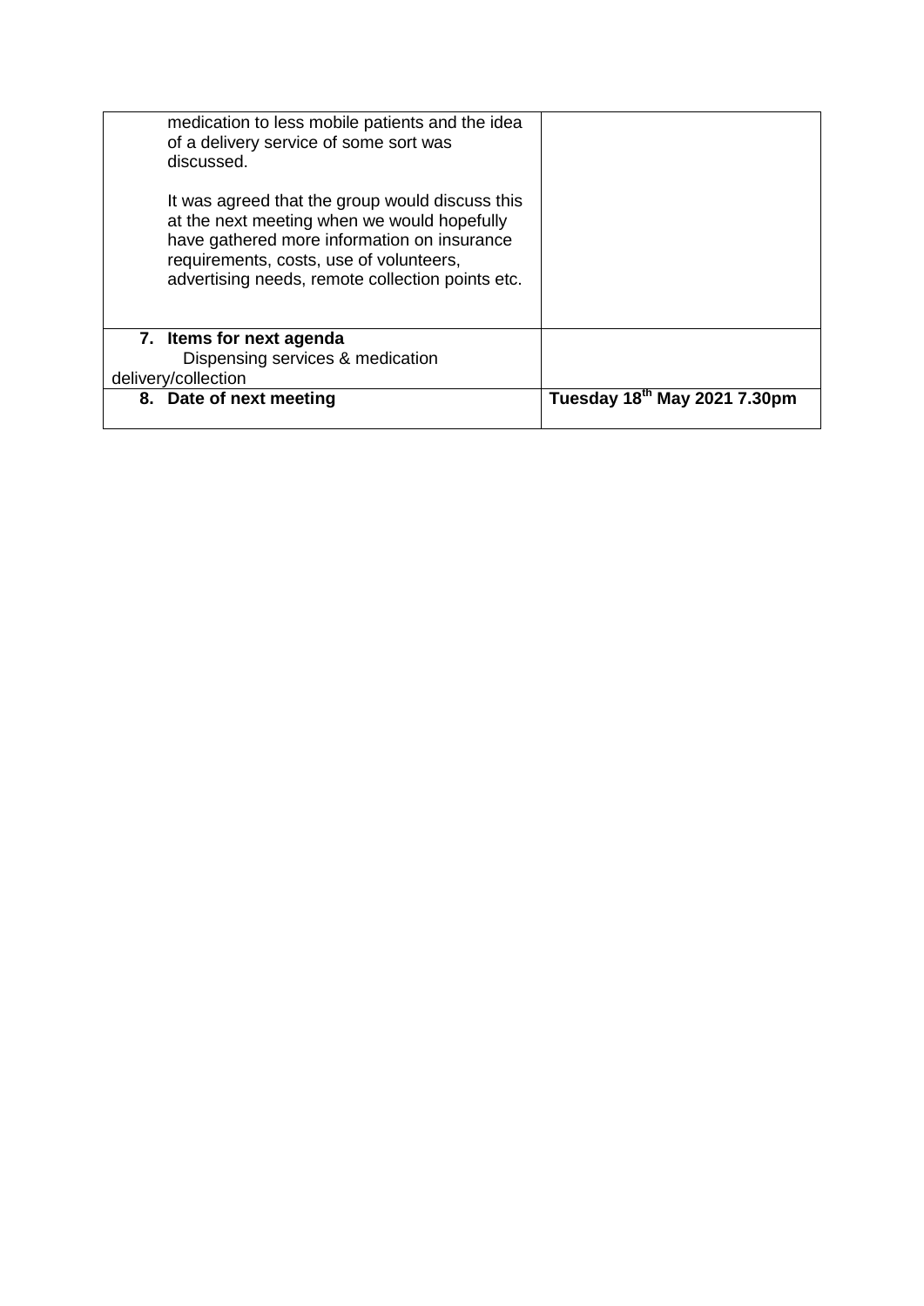| | |
|---|---|
| medication to less mobile patients and the idea of a delivery service of some sort was discussed.<br><br>It was agreed that the group would discuss this at the next meeting when we would hopefully have gathered more information on insurance requirements, costs, use of volunteers, advertising needs, remote collection points etc. | |
| **7. Items for next agenda**<br>Dispensing services & medication delivery/collection | |
| **8. Date of next meeting** | **Tuesday 18th May 2021 7.30pm** |